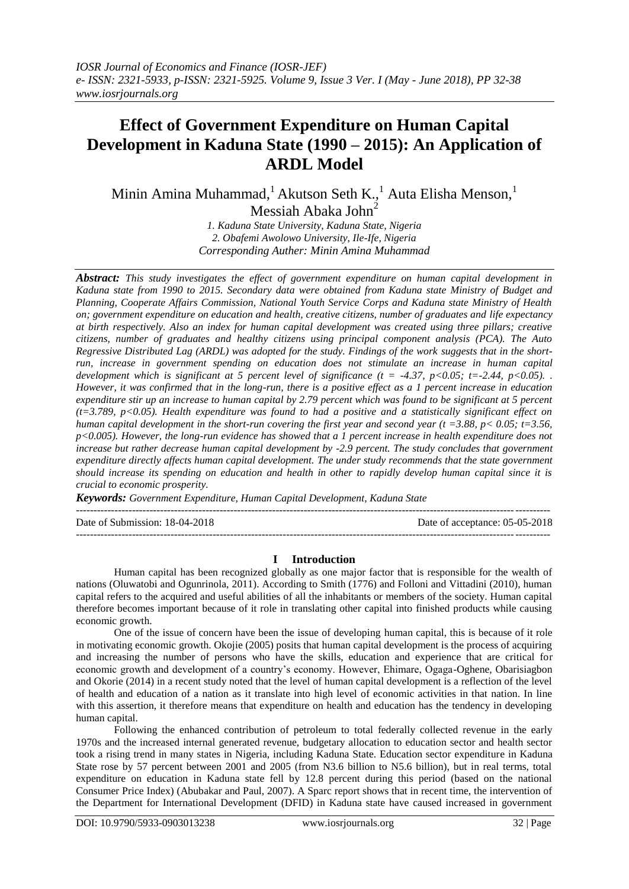# Effect of Government Expenditure on Human Capital Development in Kaduna State (1990 – 2015): An Application of ARDL Model

Minin Amina Muhammad,[1] Akutson Seth K.,[1] Auta Elisha Menson,[1] Messiah Abaka John[2]

*1. Kaduna State University, Kaduna State, Nigeria*
*2. Obafemi Awolowo University, Ile-Ife, Nigeria*
*Corresponding Auther: Minin Amina Muhammad*

***Abstract:*** *This study investigates the effect of government expenditure on human capital development in Kaduna state from 1990 to 2015. Secondary data were obtained from Kaduna state Ministry of Budget and Planning, Cooperate Affairs Commission, National Youth Service Corps and Kaduna state Ministry of Health on; government expenditure on education and health, creative citizens, number of graduates and life expectancy at birth respectively. Also an index for human capital development was created using three pillars; creative citizens, number of graduates and healthy citizens using principal component analysis (PCA). The Auto Regressive Distributed Lag (ARDL) was adopted for the study. Findings of the work suggests that in the short-run, increase in government spending on education does not stimulate an increase in human capital development which is significant at 5 percent level of significance ($t = -4.37$, $p<0.05$; $t=-2.44$, $p<0.05$). . However, it was confirmed that in the long-run, there is a positive effect as a 1 percent increase in education expenditure stir up an increase to human capital by 2.79 percent which was found to be significant at 5 percent ($t=3.789$, $p<0.05$). Health expenditure was found to had a positive and a statistically significant effect on human capital development in the short-run covering the first year and second year ($t =3.88$, $p< 0.05$; $t=3.56$, $p<0.005$). However, the long-run evidence has showed that a 1 percent increase in health expenditure does not increase but rather decrease human capital development by -2.9 percent. The study concludes that government expenditure directly affects human capital development. The under study recommends that the state government should increase its spending on education and health in other to rapidly develop human capital since it is crucial to economic prosperity.*

***Keywords:*** *Government Expenditure, Human Capital Development, Kaduna State*

---

Date of Submission: 18-04-2018 | Date of acceptance: 05-05-2018

---

## I Introduction

Human capital has been recognized globally as one major factor that is responsible for the wealth of nations (Oluwatobi and Ogunrinola, 2011). According to Smith (1776) and Folloni and Vittadini (2010), human capital refers to the acquired and useful abilities of all the inhabitants or members of the society. Human capital therefore becomes important because of it role in translating other capital into finished products while causing economic growth.

One of the issue of concern have been the issue of developing human capital, this is because of it role in motivating economic growth. Okojie (2005) posits that human capital development is the process of acquiring and increasing the number of persons who have the skills, education and experience that are critical for economic growth and development of a country's economy. However, Ehimare, Ogaga-Oghene, Obarisiagbon and Okorie (2014) in a recent study noted that the level of human capital development is a reflection of the level of health and education of a nation as it translate into high level of economic activities in that nation. In line with this assertion, it therefore means that expenditure on health and education has the tendency in developing human capital.

Following the enhanced contribution of petroleum to total federally collected revenue in the early 1970s and the increased internal generated revenue, budgetary allocation to education sector and health sector took a rising trend in many states in Nigeria, including Kaduna State. Education sector expenditure in Kaduna State rose by 57 percent between 2001 and 2005 (from N3.6 billion to N5.6 billion), but in real terms, total expenditure on education in Kaduna state fell by 12.8 percent during this period (based on the national Consumer Price Index) (Abubakar and Paul, 2007). A Sparc report shows that in recent time, the intervention of the Department for International Development (DFID) in Kaduna state have caused increased in government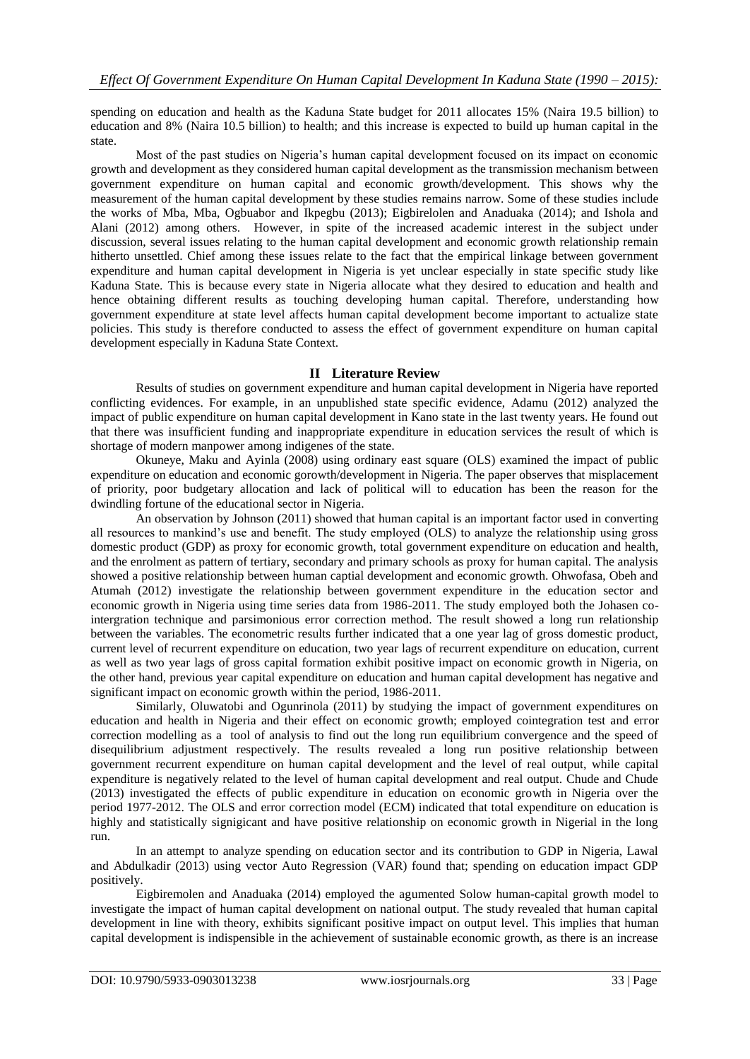spending on education and health as the Kaduna State budget for 2011 allocates 15% (Naira 19.5 billion) to education and 8% (Naira 10.5 billion) to health; and this increase is expected to build up human capital in the state.

Most of the past studies on Nigeria's human capital development focused on its impact on economic growth and development as they considered human capital development as the transmission mechanism between government expenditure on human capital and economic growth/development. This shows why the measurement of the human capital development by these studies remains narrow. Some of these studies include the works of Mba, Mba, Ogbuabor and Ikpegbu (2013); Eigbirelolen and Anaduaka (2014); and Ishola and Alani (2012) among others. However, in spite of the increased academic interest in the subject under discussion, several issues relating to the human capital development and economic growth relationship remain hitherto unsettled. Chief among these issues relate to the fact that the empirical linkage between government expenditure and human capital development in Nigeria is yet unclear especially in state specific study like Kaduna State. This is because every state in Nigeria allocate what they desired to education and health and hence obtaining different results as touching developing human capital. Therefore, understanding how government expenditure at state level affects human capital development become important to actualize state policies. This study is therefore conducted to assess the effect of government expenditure on human capital development especially in Kaduna State Context.

## II Literature Review

Results of studies on government expenditure and human capital development in Nigeria have reported conflicting evidences. For example, in an unpublished state specific evidence, Adamu (2012) analyzed the impact of public expenditure on human capital development in Kano state in the last twenty years. He found out that there was insufficient funding and inappropriate expenditure in education services the result of which is shortage of modern manpower among indigenes of the state.

Okuneye, Maku and Ayinla (2008) using ordinary east square (OLS) examined the impact of public expenditure on education and economic gorowth/development in Nigeria. The paper observes that misplacement of priority, poor budgetary allocation and lack of political will to education has been the reason for the dwindling fortune of the educational sector in Nigeria.

An observation by Johnson (2011) showed that human capital is an important factor used in converting all resources to mankind's use and benefit. The study employed (OLS) to analyze the relationship using gross domestic product (GDP) as proxy for economic growth, total government expenditure on education and health, and the enrolment as pattern of tertiary, secondary and primary schools as proxy for human capital. The analysis showed a positive relationship between human captial development and economic growth. Ohwofasa, Obeh and Atumah (2012) investigate the relationship between government expenditure in the education sector and economic growth in Nigeria using time series data from 1986-2011. The study employed both the Johasen co-intergration technique and parsimonious error correction method. The result showed a long run relationship between the variables. The econometric results further indicated that a one year lag of gross domestic product, current level of recurrent expenditure on education, two year lags of recurrent expenditure on education, current as well as two year lags of gross capital formation exhibit positive impact on economic growth in Nigeria, on the other hand, previous year capital expenditure on education and human capital development has negative and significant impact on economic growth within the period, 1986-2011.

Similarly, Oluwatobi and Ogunrinola (2011) by studying the impact of government expenditures on education and health in Nigeria and their effect on economic growth; employed cointegration test and error correction modelling as a tool of analysis to find out the long run equilibrium convergence and the speed of disequilibrium adjustment respectively. The results revealed a long run positive relationship between government recurrent expenditure on human capital development and the level of real output, while capital expenditure is negatively related to the level of human capital development and real output. Chude and Chude (2013) investigated the effects of public expenditure in education on economic growth in Nigeria over the period 1977-2012. The OLS and error correction model (ECM) indicated that total expenditure on education is highly and statistically signigicant and have positive relationship on economic growth in Nigerial in the long run.

In an attempt to analyze spending on education sector and its contribution to GDP in Nigeria, Lawal and Abdulkadir (2013) using vector Auto Regression (VAR) found that; spending on education impact GDP positively.

Eigbiremolen and Anaduaka (2014) employed the agumented Solow human-capital growth model to investigate the impact of human capital development on national output. The study revealed that human capital development in line with theory, exhibits significant positive impact on output level. This implies that human capital development is indispensible in the achievement of sustainable economic growth, as there is an increase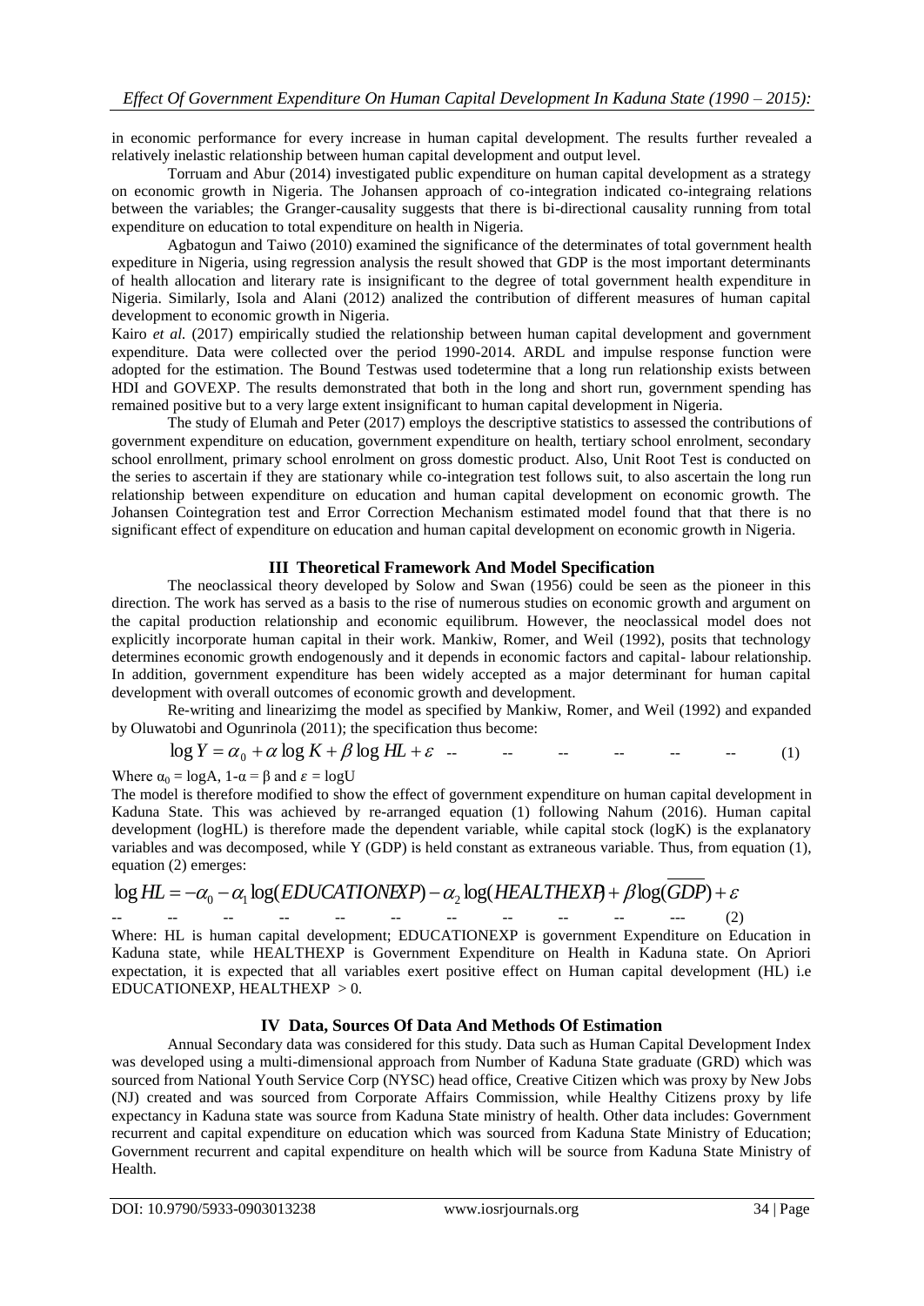in economic performance for every increase in human capital development. The results further revealed a relatively inelastic relationship between human capital development and output level.

Torruam and Abur (2014) investigated public expenditure on human capital development as a strategy on economic growth in Nigeria. The Johansen approach of co-integration indicated co-integraing relations between the variables; the Granger-causality suggests that there is bi-directional causality running from total expenditure on education to total expenditure on health in Nigeria.

Agbatogun and Taiwo (2010) examined the significance of the determinates of total government health expediture in Nigeria, using regression analysis the result showed that GDP is the most important determinants of health allocation and literary rate is insignificant to the degree of total government health expenditure in Nigeria. Similarly, Isola and Alani (2012) analized the contribution of different measures of human capital development to economic growth in Nigeria.

Kairo *et al.* (2017) empirically studied the relationship between human capital development and government expenditure. Data were collected over the period 1990-2014. ARDL and impulse response function were adopted for the estimation. The Bound Testwas used todetermine that a long run relationship exists between HDI and GOVEXP. The results demonstrated that both in the long and short run, government spending has remained positive but to a very large extent insignificant to human capital development in Nigeria.

The study of Elumah and Peter (2017) employs the descriptive statistics to assessed the contributions of government expenditure on education, government expenditure on health, tertiary school enrolment, secondary school enrollment, primary school enrolment on gross domestic product. Also, Unit Root Test is conducted on the series to ascertain if they are stationary while co-integration test follows suit, to also ascertain the long run relationship between expenditure on education and human capital development on economic growth. The Johansen Cointegration test and Error Correction Mechanism estimated model found that that there is no significant effect of expenditure on education and human capital development on economic growth in Nigeria.

## III Theoretical Framework And Model Specification

The neoclassical theory developed by Solow and Swan (1956) could be seen as the pioneer in this direction. The work has served as a basis to the rise of numerous studies on economic growth and argument on the capital production relationship and economic equilibrum. However, the neoclassical model does not explicitly incorporate human capital in their work. Mankiw, Romer, and Weil (1992), posits that technology determines economic growth endogenously and it depends in economic factors and capital- labour relationship. In addition, government expenditure has been widely accepted as a major determinant for human capital development with overall outcomes of economic growth and development.

Re-writing and linearizimg the model as specified by Mankiw, Romer, and Weil (1992) and expanded by Oluwatobi and Ogunrinola (2011); the specification thus become:

$$\log Y = \alpha_0 + \alpha \log K + \beta \log HL + \varepsilon \qquad (1)$$

Where $\alpha_0 = \log A$, $1\text{-}\alpha = \beta$ and $\varepsilon = \log U$

The model is therefore modified to show the effect of government expenditure on human capital development in Kaduna State. This was achieved by re-arranged equation (1) following Nahum (2016). Human capital development (logHL) is therefore made the dependent variable, while capital stock (logK) is the explanatory variables and was decomposed, while Y (GDP) is held constant as extraneous variable. Thus, from equation (1), equation (2) emerges:

$$\log HL = -\alpha_0 - \alpha_1 \log(EDUCATIONEXP) - \alpha_2 \log(HEALTHEXP) + \beta \log(\overline{GDP}) + \varepsilon \qquad (2)$$

Where: HL is human capital development; EDUCATIONEXP is government Expenditure on Education in Kaduna state, while HEALTHEXP is Government Expenditure on Health in Kaduna state. On Apriori expectation, it is expected that all variables exert positive effect on Human capital development (HL) i.e EDUCATIONEXP, HEALTHEXP $> 0$.

## IV Data, Sources Of Data And Methods Of Estimation

Annual Secondary data was considered for this study. Data such as Human Capital Development Index was developed using a multi-dimensional approach from Number of Kaduna State graduate (GRD) which was sourced from National Youth Service Corp (NYSC) head office, Creative Citizen which was proxy by New Jobs (NJ) created and was sourced from Corporate Affairs Commission, while Healthy Citizens proxy by life expectancy in Kaduna state was source from Kaduna State ministry of health. Other data includes: Government recurrent and capital expenditure on education which was sourced from Kaduna State Ministry of Education; Government recurrent and capital expenditure on health which will be source from Kaduna State Ministry of Health.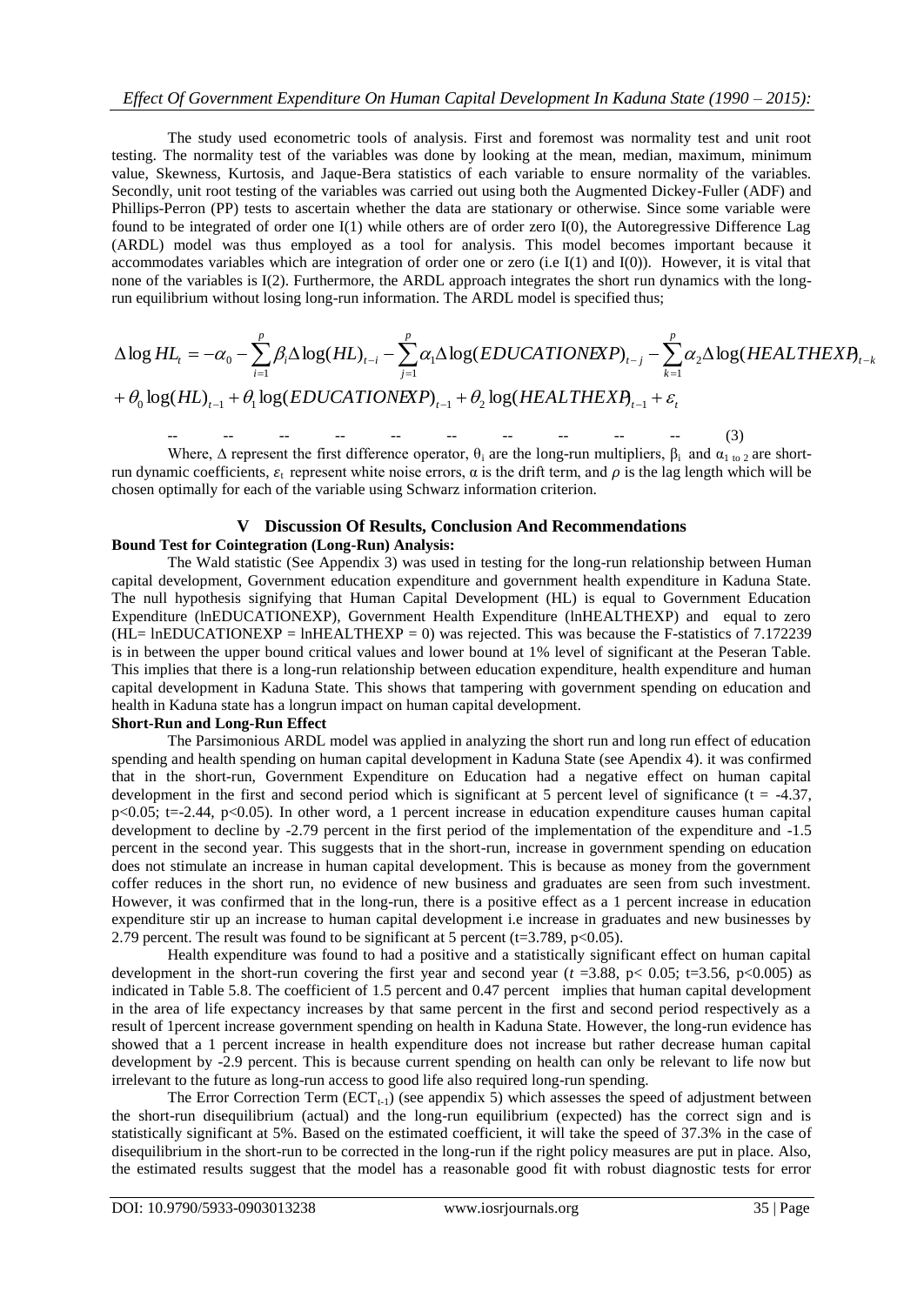The study used econometric tools of analysis. First and foremost was normality test and unit root testing. The normality test of the variables was done by looking at the mean, median, maximum, minimum value, Skewness, Kurtosis, and Jaque-Bera statistics of each variable to ensure normality of the variables. Secondly, unit root testing of the variables was carried out using both the Augmented Dickey-Fuller (ADF) and Phillips-Perron (PP) tests to ascertain whether the data are stationary or otherwise. Since some variable were found to be integrated of order one I(1) while others are of order zero I(0), the Autoregressive Difference Lag (ARDL) model was thus employed as a tool for analysis. This model becomes important because it accommodates variables which are integration of order one or zero (i.e I(1) and I(0)). However, it is vital that none of the variables is I(2). Furthermore, the ARDL approach integrates the short run dynamics with the long-run equilibrium without losing long-run information. The ARDL model is specified thus;

$$\Delta \log HL_t = -\alpha_0 - \sum_{i=1}^{p} \beta_i \Delta \log(HL)_{t-i} - \sum_{j=1}^{p} \alpha_1 \Delta \log(EDUCATIONEXP)_{t-j} - \sum_{k=1}^{p} \alpha_2 \Delta \log(HEALTHEXP)_{t-k}$$
$$+ \theta_0 \log(HL)_{t-1} + \theta_1 \log(EDUCATIONEXP)_{t-1} + \theta_2 \log(HEALTHEXP)_{t-1} + \varepsilon_t \quad (3)$$

Where, $\Delta$ represent the first difference operator, $\theta_i$ are the long-run multipliers, $\beta_i$ and $\alpha_{1 \text{ to } 2}$ are short-run dynamic coefficients, $\varepsilon_t$ represent white noise errors, $\alpha$ is the drift term, and $\rho$ is the lag length which will be chosen optimally for each of the variable using Schwarz information criterion.

## V Discussion Of Results, Conclusion And Recommendations

**Bound Test for Cointegration (Long-Run) Analysis:**

The Wald statistic (See Appendix 3) was used in testing for the long-run relationship between Human capital development, Government education expenditure and government health expenditure in Kaduna State. The null hypothesis signifying that Human Capital Development (HL) is equal to Government Education Expenditure (lnEDUCATIONEXP), Government Health Expenditure (lnHEALTHEXP) and equal to zero (HL= lnEDUCATIONEXP = lnHEALTHEXP = 0) was rejected. This was because the F-statistics of 7.172239 is in between the upper bound critical values and lower bound at 1% level of significant at the Peseran Table. This implies that there is a long-run relationship between education expenditure, health expenditure and human capital development in Kaduna State. This shows that tampering with government spending on education and health in Kaduna state has a longrun impact on human capital development.

**Short-Run and Long-Run Effect**

The Parsimonious ARDL model was applied in analyzing the short run and long run effect of education spending and health spending on human capital development in Kaduna State (see Apendix 4). it was confirmed that in the short-run, Government Expenditure on Education had a negative effect on human capital development in the first and second period which is significant at 5 percent level of significance ($t = -4.37$, $p<0.05$; $t=-2.44$, $p<0.05$). In other word, a 1 percent increase in education expenditure causes human capital development to decline by -2.79 percent in the first period of the implementation of the expenditure and -1.5 percent in the second year. This suggests that in the short-run, increase in government spending on education does not stimulate an increase in human capital development. This is because as money from the government coffer reduces in the short run, no evidence of new business and graduates are seen from such investment. However, it was confirmed that in the long-run, there is a positive effect as a 1 percent increase in education expenditure stir up an increase to human capital development i.e increase in graduates and new businesses by 2.79 percent. The result was found to be significant at 5 percent ($t=3.789$, $p<0.05$).

Health expenditure was found to had a positive and a statistically significant effect on human capital development in the short-run covering the first year and second year ($t = 3.88$, $p < 0.05$; $t=3.56$, $p<0.005$) as indicated in Table 5.8. The coefficient of 1.5 percent and 0.47 percent implies that human capital development in the area of life expectancy increases by that same percent in the first and second period respectively as a result of 1percent increase government spending on health in Kaduna State. However, the long-run evidence has showed that a 1 percent increase in health expenditure does not increase but rather decrease human capital development by -2.9 percent. This is because current spending on health can only be relevant to life now but irrelevant to the future as long-run access to good life also required long-run spending.

The Error Correction Term ($ECT_{t-1}$) (see appendix 5) which assesses the speed of adjustment between the short-run disequilibrium (actual) and the long-run equilibrium (expected) has the correct sign and is statistically significant at 5%. Based on the estimated coefficient, it will take the speed of 37.3% in the case of disequilibrium in the short-run to be corrected in the long-run if the right policy measures are put in place. Also, the estimated results suggest that the model has a reasonable good fit with robust diagnostic tests for error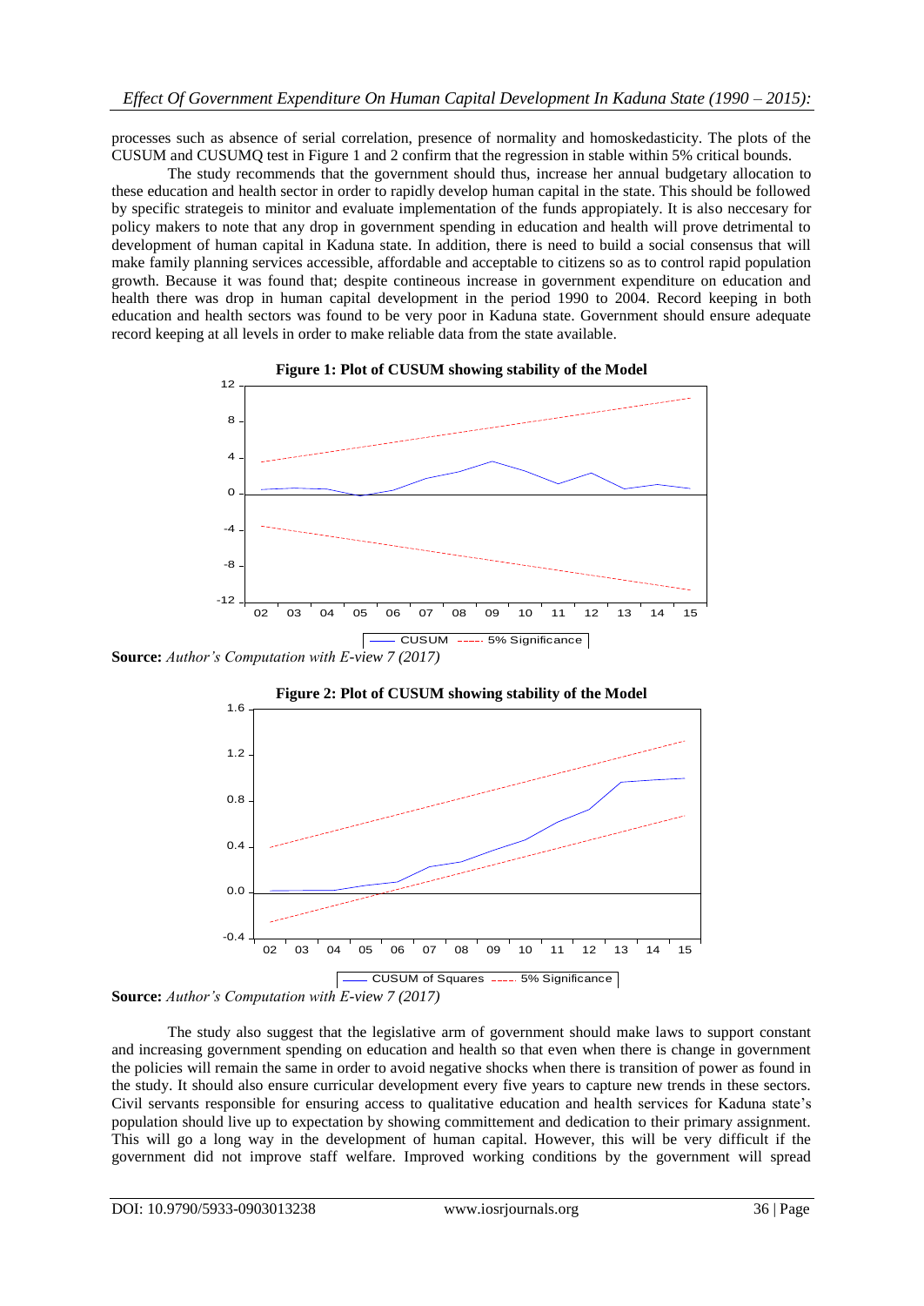processes such as absence of serial correlation, presence of normality and homoskedasticity. The plots of the CUSUM and CUSUMQ test in Figure 1 and 2 confirm that the regression in stable within 5% critical bounds.

The study recommends that the government should thus, increase her annual budgetary allocation to these education and health sector in order to rapidly develop human capital in the state. This should be followed by specific strategeis to minitor and evaluate implementation of the funds appropiately. It is also neccesary for policy makers to note that any drop in government spending in education and health will prove detrimental to development of human capital in Kaduna state. In addition, there is need to build a social consensus that will make family planning services accessible, affordable and acceptable to citizens so as to control rapid population growth. Because it was found that; despite contineous increase in government expenditure on education and health there was drop in human capital development in the period 1990 to 2004. Record keeping in both education and health sectors was found to be very poor in Kaduna state. Government should ensure adequate record keeping at all levels in order to make reliable data from the state available.

**Figure 1: Plot of CUSUM showing stability of the Model**

**Source:** *Author's Computation with E-view 7 (2017)*

**Figure 2: Plot of CUSUM showing stability of the Model**

**Source:** *Author's Computation with E-view 7 (2017)*

The study also suggest that the legislative arm of government should make laws to support constant and increasing government spending on education and health so that even when there is change in government the policies will remain the same in order to avoid negative shocks when there is transition of power as found in the study. It should also ensure curricular development every five years to capture new trends in these sectors. Civil servants responsible for ensuring access to qualitative education and health services for Kaduna state's population should live up to expectation by showing committement and dedication to their primary assignment. This will go a long way in the development of human capital. However, this will be very difficult if the government did not improve staff welfare. Improved working conditions by the government will spread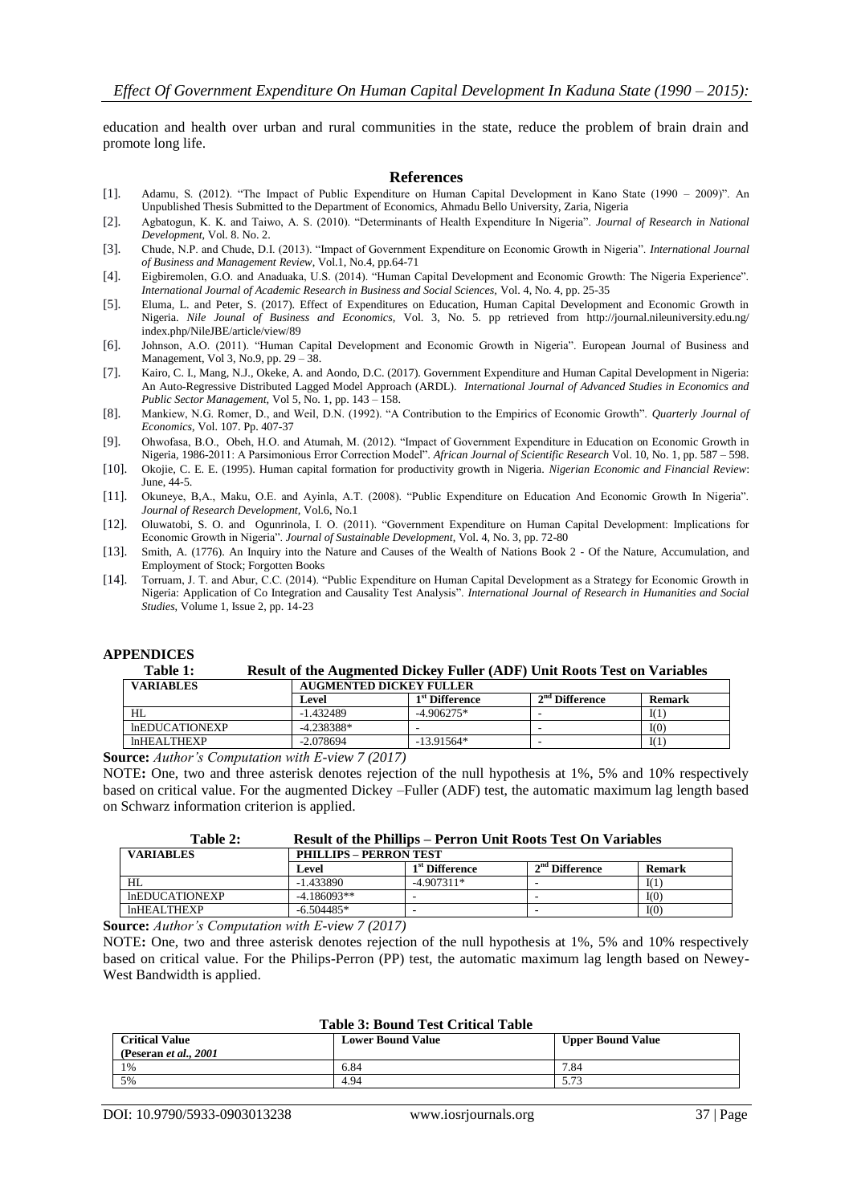education and health over urban and rural communities in the state, reduce the problem of brain drain and promote long life.

## References

[1]. Adamu, S. (2012). "The Impact of Public Expenditure on Human Capital Development in Kano State (1990 – 2009)". An Unpublished Thesis Submitted to the Department of Economics, Ahmadu Bello University, Zaria, Nigeria

[2]. Agbatogun, K. K. and Taiwo, A. S. (2010). "Determinants of Health Expenditure In Nigeria". *Journal of Research in National Development*, Vol. 8. No. 2.

[3]. Chude, N.P. and Chude, D.I. (2013). "Impact of Government Expenditure on Economic Growth in Nigeria". *International Journal of Business and Management Review*, Vol.1, No.4, pp.64-71

[4]. Eigbiremolen, G.O. and Anaduaka, U.S. (2014). "Human Capital Development and Economic Growth: The Nigeria Experience". *International Journal of Academic Research in Business and Social Sciences*, Vol. 4, No. 4, pp. 25-35

[5]. Eluma, L. and Peter, S. (2017). Effect of Expenditures on Education, Human Capital Development and Economic Growth in Nigeria. *Nile Jounal of Business and Economics,* Vol. 3, No. 5. pp retrieved from http://journal.nileuniversity.edu.ng/index.php/NileJBE/article/view/89

[6]. Johnson, A.O. (2011). "Human Capital Development and Economic Growth in Nigeria". European Journal of Business and Management, Vol 3, No.9, pp. 29 – 38.

[7]. Kairo, C. I., Mang, N.J., Okeke, A. and Aondo, D.C. (2017). Government Expenditure and Human Capital Development in Nigeria: An Auto-Regressive Distributed Lagged Model Approach (ARDL). *International Journal of Advanced Studies in Economics and Public Sector Management*, Vol 5, No. 1, pp. 143 – 158.

[8]. Mankiew, N.G. Romer, D., and Weil, D.N. (1992). "A Contribution to the Empirics of Economic Growth". *Quarterly Journal of Economics*, Vol. 107. Pp. 407-37

[9]. Ohwofasa, B.O., Obeh, H.O. and Atumah, M. (2012). "Impact of Government Expenditure in Education on Economic Growth in Nigeria, 1986-2011: A Parsimonious Error Correction Model". *African Journal of Scientific Research* Vol. 10, No. 1, pp. 587 – 598.

[10]. Okojie, C. E. E. (1995). Human capital formation for productivity growth in Nigeria. *Nigerian Economic and Financial Review*: June, 44-5.

[11]. Okuneye, B,A., Maku, O.E. and Ayinla, A.T. (2008). "Public Expenditure on Education And Economic Growth In Nigeria". *Journal of Research Development*, Vol.6, No.1

[12]. Oluwatobi, S. O. and Ogunrinola, I. O. (2011). "Government Expenditure on Human Capital Development: Implications for Economic Growth in Nigeria". *Journal of Sustainable Development*, Vol. 4, No. 3, pp. 72-80

[13]. Smith, A. (1776). An Inquiry into the Nature and Causes of the Wealth of Nations Book 2 - Of the Nature, Accumulation, and Employment of Stock; Forgotten Books

[14]. Torruam, J. T. and Abur, C.C. (2014). "Public Expenditure on Human Capital Development as a Strategy for Economic Growth in Nigeria: Application of Co Integration and Causality Test Analysis". *International Journal of Research in Humanities and Social Studies*, Volume 1, Issue 2, pp. 14-23

## APPENDICES

**Table 1: Result of the Augmented Dickey Fuller (ADF) Unit Roots Test on Variables**

| VARIABLES | AUGMENTED DICKEY FULLER | | | |
|---|---|---|---|---|
| | Level | 1st Difference | 2nd Difference | Remark |
| HL | -1.432489 | -4.906275* | - | I(1) |
| lnEDUCATIONEXP | -4.238388* | - | - | I(0) |
| lnHEALTHEXP | -2.078694 | -13.91564* | - | I(1) |

**Source:** *Author's Computation with E-view 7 (2017)*

NOTE**:** One, two and three asterisk denotes rejection of the null hypothesis at 1%, 5% and 10% respectively based on critical value. For the augmented Dickey –Fuller (ADF) test, the automatic maximum lag length based on Schwarz information criterion is applied.

**Table 2: Result of the Phillips – Perron Unit Roots Test On Variables**

| VARIABLES | PHILLIPS – PERRON TEST | | | |
|---|---|---|---|---|
| | Level | 1st Difference | 2nd Difference | Remark |
| HL | -1.433890 | -4.907311* | - | I(1) |
| lnEDUCATIONEXP | -4.186093** | - | - | I(0) |
| lnHEALTHEXP | -6.504485* | - | - | I(0) |

**Source:** *Author's Computation with E-view 7 (2017)*

NOTE**:** One, two and three asterisk denotes rejection of the null hypothesis at 1%, 5% and 10% respectively based on critical value. For the Philips-Perron (PP) test, the automatic maximum lag length based on Newey-West Bandwidth is applied.

**Table 3: Bound Test Critical Table**

| Critical Value (Peseran *et al., 2001* | Lower Bound Value | Upper Bound Value |
|---|---|---|
| 1% | 6.84 | 7.84 |
| 5% | 4.94 | 5.73 |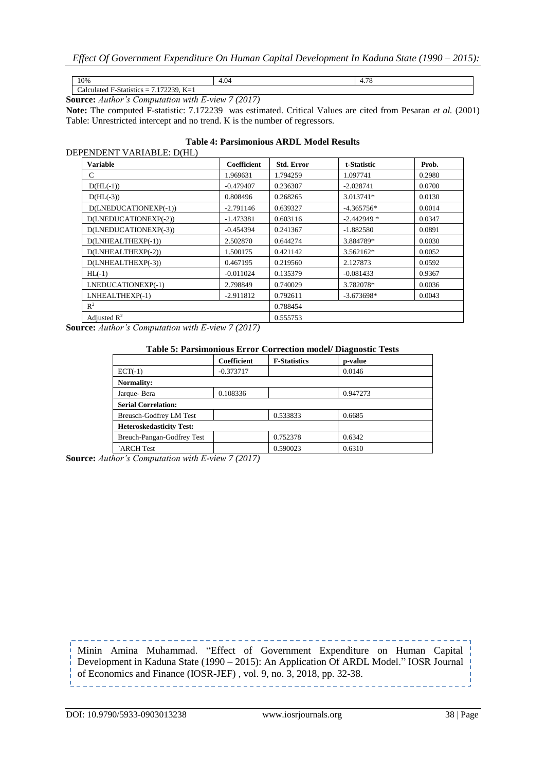| | | |
|---|---|---|
| 10% | 4.04 | 4.78 |
| Calculated F-Statistics = 7.172239, K=1 | | |

**Source:** *Author's Computation with E-view 7 (2017)*

**Note:** The computed F-statistic: 7.172239 was estimated. Critical Values are cited from Pesaran *et al.* (2001) Table: Unrestricted intercept and no trend. K is the number of regressors.

**Table 4: Parsimonious ARDL Model Results**

DEPENDENT VARIABLE: D(HL)

| Variable | Coefficient | Std. Error | t-Statistic | Prob. |
|---|---|---|---|---|
| C | 1.969631 | 1.794259 | 1.097741 | 0.2980 |
| D(HL(-1)) | -0.479407 | 0.236307 | -2.028741 | 0.0700 |
| D(HL(-3)) | 0.808496 | 0.268265 | 3.013741* | 0.0130 |
| D(LNEDUCATIONEXP(-1)) | -2.791146 | 0.639327 | -4.365756* | 0.0014 |
| D(LNEDUCATIONEXP(-2)) | -1.473381 | 0.603116 | -2.442949 * | 0.0347 |
| D(LNEDUCATIONEXP(-3)) | -0.454394 | 0.241367 | -1.882580 | 0.0891 |
| D(LNHEALTHEXP(-1)) | 2.502870 | 0.644274 | 3.884789* | 0.0030 |
| D(LNHEALTHEXP(-2)) | 1.500175 | 0.421142 | 3.562162* | 0.0052 |
| D(LNHEALTHEXP(-3)) | 0.467195 | 0.219560 | 2.127873 | 0.0592 |
| HL(-1) | -0.011024 | 0.135379 | -0.081433 | 0.9367 |
| LNEDUCATIONEXP(-1) | 2.798849 | 0.740029 | 3.782078* | 0.0036 |
| LNHEALTHEXP(-1) | -2.911812 | 0.792611 | -3.673698* | 0.0043 |
| $R^2$ | | 0.788454 | | |
| Adjusted $R^2$ | | 0.555753 | | |

**Source:** *Author's Computation with E-view 7 (2017)*

**Table 5: Parsimonious Error Correction model/ Diagnostic Tests**

| | Coefficient | F-Statistics | p-value |
|---|---|---|---|
| ECT(-1) | -0.373717 | | 0.0146 |
| **Normality:** | | | |
| Jarque- Bera | 0.108336 | | 0.947273 |
| **Serial Correlation:** | | | |
| Breusch-Godfrey LM Test | | 0.533833 | 0.6685 |
| **Heteroskedasticity Test:** | | | |
| Breuch-Pangan-Godfrey Test | | 0.752378 | 0.6342 |
| `ARCH Test | | 0.590023 | 0.6310 |

**Source:** *Author's Computation with E-view 7 (2017)*

Minin Amina Muhammad. "Effect of Government Expenditure on Human Capital Development in Kaduna State (1990 – 2015): An Application Of ARDL Model." IOSR Journal of Economics and Finance (IOSR-JEF) , vol. 9, no. 3, 2018, pp. 32-38.